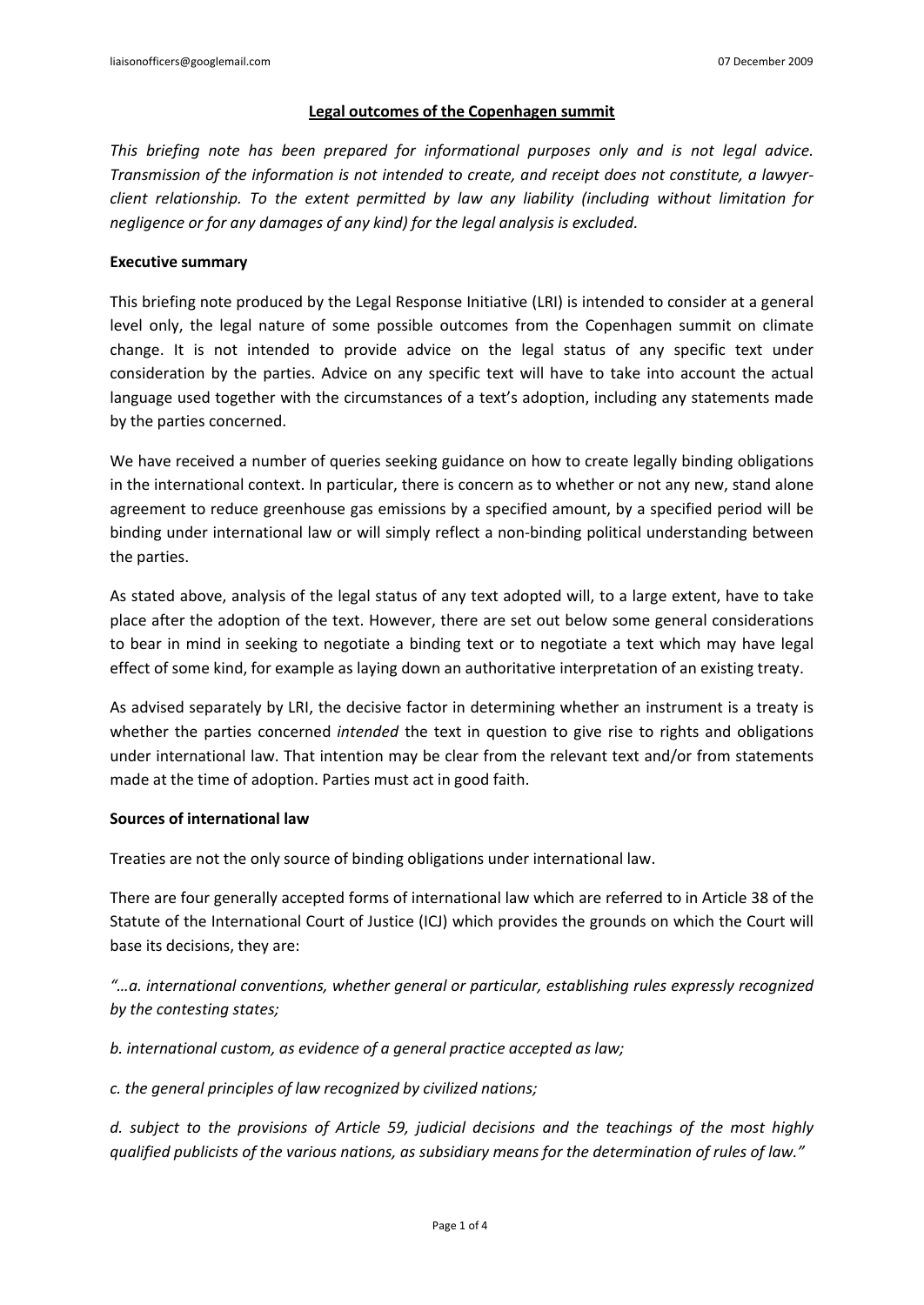liaisonofficers@googlemail.com 07 December 2009

# Legal outcomes of the Copenhagen summit

*This briefing note has been prepared for informational purposes only and is not legal advice. Transmission of the information is not intended to create, and receipt does not constitute, a lawyer-client relationship. To the extent permitted by law any liability (including without limitation for negligence or for any damages of any kind) for the legal analysis is excluded.*

## Executive summary

This briefing note produced by the Legal Response Initiative (LRI) is intended to consider at a general level only, the legal nature of some possible outcomes from the Copenhagen summit on climate change. It is not intended to provide advice on the legal status of any specific text under consideration by the parties. Advice on any specific text will have to take into account the actual language used together with the circumstances of a text's adoption, including any statements made by the parties concerned.

We have received a number of queries seeking guidance on how to create legally binding obligations in the international context. In particular, there is concern as to whether or not any new, stand alone agreement to reduce greenhouse gas emissions by a specified amount, by a specified period will be binding under international law or will simply reflect a non-binding political understanding between the parties.

As stated above, analysis of the legal status of any text adopted will, to a large extent, have to take place after the adoption of the text. However, there are set out below some general considerations to bear in mind in seeking to negotiate a binding text or to negotiate a text which may have legal effect of some kind, for example as laying down an authoritative interpretation of an existing treaty.

As advised separately by LRI, the decisive factor in determining whether an instrument is a treaty is whether the parties concerned *intended* the text in question to give rise to rights and obligations under international law. That intention may be clear from the relevant text and/or from statements made at the time of adoption. Parties must act in good faith.

## Sources of international law

Treaties are not the only source of binding obligations under international law.

There are four generally accepted forms of international law which are referred to in Article 38 of the Statute of the International Court of Justice (ICJ) which provides the grounds on which the Court will base its decisions, they are:

*"…a. international conventions, whether general or particular, establishing rules expressly recognized by the contesting states;*

*b. international custom, as evidence of a general practice accepted as law;*

*c. the general principles of law recognized by civilized nations;*

*d. subject to the provisions of Article 59, judicial decisions and the teachings of the most highly qualified publicists of the various nations, as subsidiary means for the determination of rules of law."*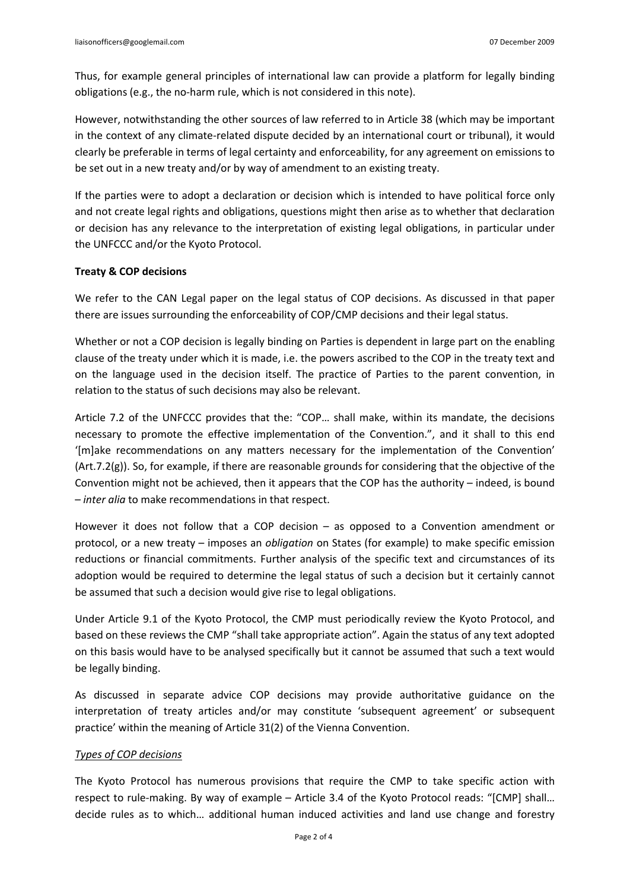Thus, for example general principles of international law can provide a platform for legally binding obligations (e.g., the no-harm rule, which is not considered in this note).

However, notwithstanding the other sources of law referred to in Article 38 (which may be important in the context of any climate-related dispute decided by an international court or tribunal), it would clearly be preferable in terms of legal certainty and enforceability, for any agreement on emissions to be set out in a new treaty and/or by way of amendment to an existing treaty.

If the parties were to adopt a declaration or decision which is intended to have political force only and not create legal rights and obligations, questions might then arise as to whether that declaration or decision has any relevance to the interpretation of existing legal obligations, in particular under the UNFCCC and/or the Kyoto Protocol.

**Treaty & COP decisions**

We refer to the CAN Legal paper on the legal status of COP decisions. As discussed in that paper there are issues surrounding the enforceability of COP/CMP decisions and their legal status.

Whether or not a COP decision is legally binding on Parties is dependent in large part on the enabling clause of the treaty under which it is made, i.e. the powers ascribed to the COP in the treaty text and on the language used in the decision itself. The practice of Parties to the parent convention, in relation to the status of such decisions may also be relevant.

Article 7.2 of the UNFCCC provides that the: "COP… shall make, within its mandate, the decisions necessary to promote the effective implementation of the Convention.", and it shall to this end '[m]ake recommendations on any matters necessary for the implementation of the Convention' (Art.7.2(g)). So, for example, if there are reasonable grounds for considering that the objective of the Convention might not be achieved, then it appears that the COP has the authority – indeed, is bound – *inter alia* to make recommendations in that respect.

However it does not follow that a COP decision – as opposed to a Convention amendment or protocol, or a new treaty – imposes an *obligation* on States (for example) to make specific emission reductions or financial commitments. Further analysis of the specific text and circumstances of its adoption would be required to determine the legal status of such a decision but it certainly cannot be assumed that such a decision would give rise to legal obligations.

Under Article 9.1 of the Kyoto Protocol, the CMP must periodically review the Kyoto Protocol, and based on these reviews the CMP "shall take appropriate action". Again the status of any text adopted on this basis would have to be analysed specifically but it cannot be assumed that such a text would be legally binding.

As discussed in separate advice COP decisions may provide authoritative guidance on the interpretation of treaty articles and/or may constitute 'subsequent agreement' or subsequent practice' within the meaning of Article 31(2) of the Vienna Convention.

*Types of COP decisions*

The Kyoto Protocol has numerous provisions that require the CMP to take specific action with respect to rule-making. By way of example – Article 3.4 of the Kyoto Protocol reads: "[CMP] shall… decide rules as to which… additional human induced activities and land use change and forestry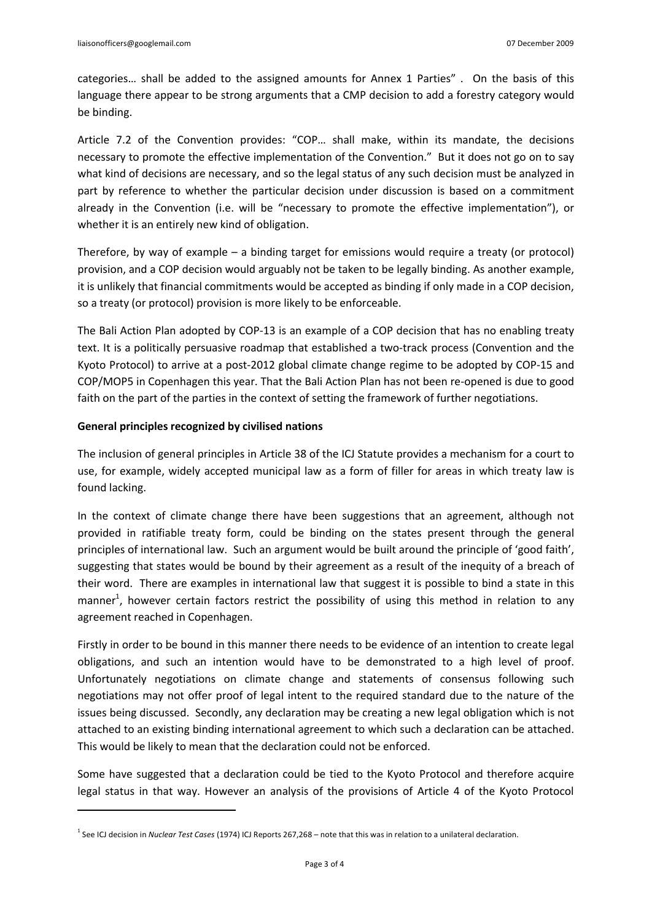categories… shall be added to the assigned amounts for Annex 1 Parties" . On the basis of this language there appear to be strong arguments that a CMP decision to add a forestry category would be binding.

Article 7.2 of the Convention provides: "COP… shall make, within its mandate, the decisions necessary to promote the effective implementation of the Convention." But it does not go on to say what kind of decisions are necessary, and so the legal status of any such decision must be analyzed in part by reference to whether the particular decision under discussion is based on a commitment already in the Convention (i.e. will be "necessary to promote the effective implementation"), or whether it is an entirely new kind of obligation.

Therefore, by way of example – a binding target for emissions would require a treaty (or protocol) provision, and a COP decision would arguably not be taken to be legally binding. As another example, it is unlikely that financial commitments would be accepted as binding if only made in a COP decision, so a treaty (or protocol) provision is more likely to be enforceable.

The Bali Action Plan adopted by COP-13 is an example of a COP decision that has no enabling treaty text. It is a politically persuasive roadmap that established a two-track process (Convention and the Kyoto Protocol) to arrive at a post-2012 global climate change regime to be adopted by COP-15 and COP/MOP5 in Copenhagen this year. That the Bali Action Plan has not been re-opened is due to good faith on the part of the parties in the context of setting the framework of further negotiations.

**General principles recognized by civilised nations**

The inclusion of general principles in Article 38 of the ICJ Statute provides a mechanism for a court to use, for example, widely accepted municipal law as a form of filler for areas in which treaty law is found lacking.

In the context of climate change there have been suggestions that an agreement, although not provided in ratifiable treaty form, could be binding on the states present through the general principles of international law. Such an argument would be built around the principle of 'good faith', suggesting that states would be bound by their agreement as a result of the inequity of a breach of their word. There are examples in international law that suggest it is possible to bind a state in this manner[1], however certain factors restrict the possibility of using this method in relation to any agreement reached in Copenhagen.

Firstly in order to be bound in this manner there needs to be evidence of an intention to create legal obligations, and such an intention would have to be demonstrated to a high level of proof. Unfortunately negotiations on climate change and statements of consensus following such negotiations may not offer proof of legal intent to the required standard due to the nature of the issues being discussed. Secondly, any declaration may be creating a new legal obligation which is not attached to an existing binding international agreement to which such a declaration can be attached. This would be likely to mean that the declaration could not be enforced.

Some have suggested that a declaration could be tied to the Kyoto Protocol and therefore acquire legal status in that way. However an analysis of the provisions of Article 4 of the Kyoto Protocol

---

[1] See ICJ decision in *Nuclear Test Cases* (1974) ICJ Reports 267,268 – note that this was in relation to a unilateral declaration.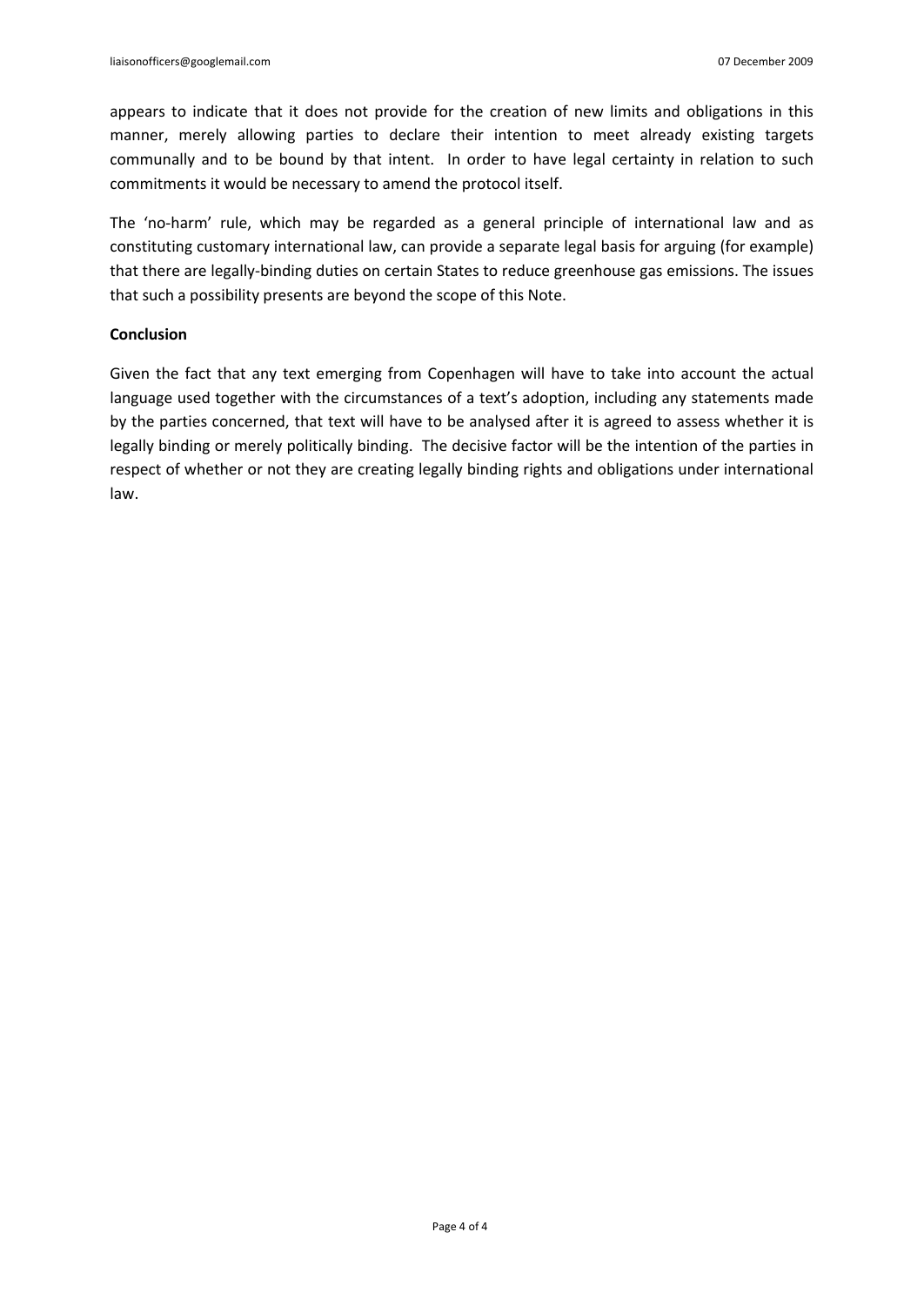appears to indicate that it does not provide for the creation of new limits and obligations in this manner, merely allowing parties to declare their intention to meet already existing targets communally and to be bound by that intent. In order to have legal certainty in relation to such commitments it would be necessary to amend the protocol itself.

The 'no-harm' rule, which may be regarded as a general principle of international law and as constituting customary international law, can provide a separate legal basis for arguing (for example) that there are legally-binding duties on certain States to reduce greenhouse gas emissions. The issues that such a possibility presents are beyond the scope of this Note.

**Conclusion**

Given the fact that any text emerging from Copenhagen will have to take into account the actual language used together with the circumstances of a text's adoption, including any statements made by the parties concerned, that text will have to be analysed after it is agreed to assess whether it is legally binding or merely politically binding. The decisive factor will be the intention of the parties in respect of whether or not they are creating legally binding rights and obligations under international law.